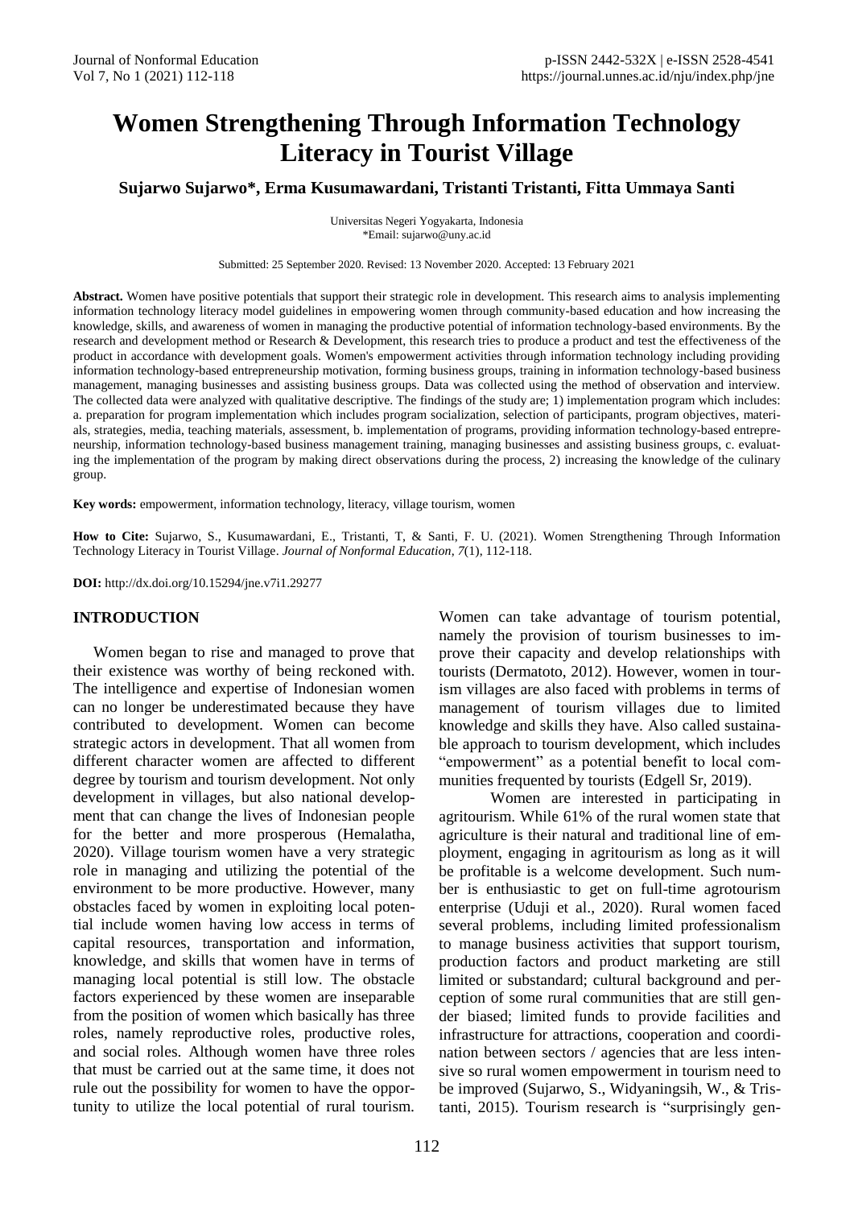# Women Strengthening Through Information Technology Literacy in Tourist Village

**Sujarwo Sujarwo\*, Erma Kusumawardani, Tristanti Tristanti, Fitta Ummaya Santi**

Universitas Negeri Yogyakarta, Indonesia
\*Email: sujarwo@uny.ac.id

Submitted: 25 September 2020. Revised: 13 November 2020. Accepted: 13 February 2021

**Abstract.** Women have positive potentials that support their strategic role in development. This research aims to analysis implementing information technology literacy model guidelines in empowering women through community-based education and how increasing the knowledge, skills, and awareness of women in managing the productive potential of information technology-based environments. By the research and development method or Research & Development, this research tries to produce a product and test the effectiveness of the product in accordance with development goals. Women's empowerment activities through information technology including providing information technology-based entrepreneurship motivation, forming business groups, training in information technology-based business management, managing businesses and assisting business groups. Data was collected using the method of observation and interview. The collected data were analyzed with qualitative descriptive. The findings of the study are; 1) implementation program which includes: a. preparation for program implementation which includes program socialization, selection of participants, program objectives, materials, strategies, media, teaching materials, assessment, b. implementation of programs, providing information technology-based entrepreneurship, information technology-based business management training, managing businesses and assisting business groups, c. evaluating the implementation of the program by making direct observations during the process, 2) increasing the knowledge of the culinary group.

**Key words:** empowerment, information technology, literacy, village tourism, women

**How to Cite:** Sujarwo, S., Kusumawardani, E., Tristanti, T, & Santi, F. U. (2021). Women Strengthening Through Information Technology Literacy in Tourist Village. *Journal of Nonformal Education, 7*(1), 112-118.

**DOI:** http://dx.doi.org/10.15294/jne.v7i1.29277

## INTRODUCTION

Women began to rise and managed to prove that their existence was worthy of being reckoned with. The intelligence and expertise of Indonesian women can no longer be underestimated because they have contributed to development. Women can become strategic actors in development. That all women from different character women are affected to different degree by tourism and tourism development. Not only development in villages, but also national development that can change the lives of Indonesian people for the better and more prosperous (Hemalatha, 2020). Village tourism women have a very strategic role in managing and utilizing the potential of the environment to be more productive. However, many obstacles faced by women in exploiting local potential include women having low access in terms of capital resources, transportation and information, knowledge, and skills that women have in terms of managing local potential is still low. The obstacle factors experienced by these women are inseparable from the position of women which basically has three roles, namely reproductive roles, productive roles, and social roles. Although women have three roles that must be carried out at the same time, it does not rule out the possibility for women to have the opportunity to utilize the local potential of rural tourism. Women can take advantage of tourism potential, namely the provision of tourism businesses to improve their capacity and develop relationships with tourists (Dermatoto, 2012). However, women in tourism villages are also faced with problems in terms of management of tourism villages due to limited knowledge and skills they have. Also called sustainable approach to tourism development, which includes "empowerment" as a potential benefit to local communities frequented by tourists (Edgell Sr, 2019).

Women are interested in participating in agritourism. While 61% of the rural women state that agriculture is their natural and traditional line of employment, engaging in agritourism as long as it will be profitable is a welcome development. Such number is enthusiastic to get on full-time agrotourism enterprise (Uduji et al., 2020). Rural women faced several problems, including limited professionalism to manage business activities that support tourism, production factors and product marketing are still limited or substandard; cultural background and perception of some rural communities that are still gender biased; limited funds to provide facilities and infrastructure for attractions, cooperation and coordination between sectors / agencies that are less intensive so rural women empowerment in tourism need to be improved (Sujarwo, S., Widyaningsih, W., & Tristanti, 2015). Tourism research is "surprisingly gen-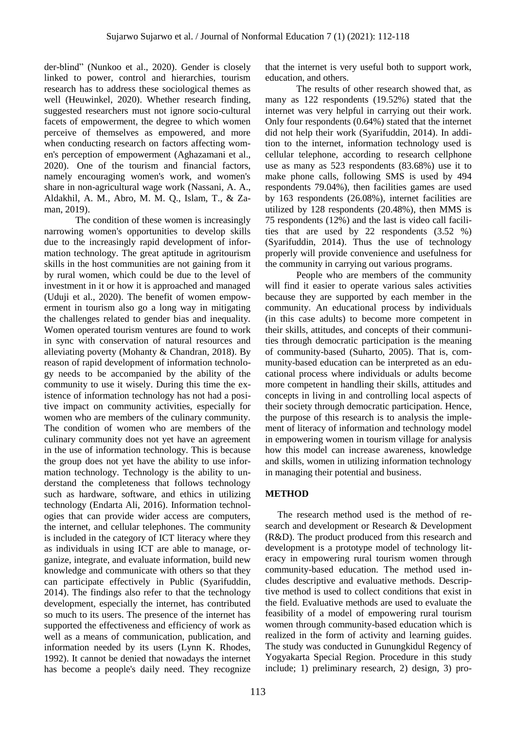der-blind" (Nunkoo et al., 2020). Gender is closely linked to power, control and hierarchies, tourism research has to address these sociological themes as well (Heuwinkel, 2020). Whether research finding, suggested researchers must not ignore socio-cultural facets of empowerment, the degree to which women perceive of themselves as empowered, and more when conducting research on factors affecting women's perception of empowerment (Aghazamani et al., 2020). One of the tourism and financial factors, namely encouraging women's work, and women's share in non-agricultural wage work (Nassani, A. A., Aldakhil, A. M., Abro, M. M. Q., Islam, T., & Zaman, 2019).

The condition of these women is increasingly narrowing women's opportunities to develop skills due to the increasingly rapid development of information technology. The great aptitude in agritourism skills in the host communities are not gaining from it by rural women, which could be due to the level of investment in it or how it is approached and managed (Uduji et al., 2020). The benefit of women empowerment in tourism also go a long way in mitigating the challenges related to gender bias and inequality. Women operated tourism ventures are found to work in sync with conservation of natural resources and alleviating poverty (Mohanty & Chandran, 2018). By reason of rapid development of information technology needs to be accompanied by the ability of the community to use it wisely. During this time the existence of information technology has not had a positive impact on community activities, especially for women who are members of the culinary community. The condition of women who are members of the culinary community does not yet have an agreement in the use of information technology. This is because the group does not yet have the ability to use information technology. Technology is the ability to understand the completeness that follows technology such as hardware, software, and ethics in utilizing technology (Endarta Ali, 2016). Information technologies that can provide wider access are computers, the internet, and cellular telephones. The community is included in the category of ICT literacy where they as individuals in using ICT are able to manage, organize, integrate, and evaluate information, build new knowledge and communicate with others so that they can participate effectively in Public (Syarifuddin, 2014). The findings also refer to that the technology development, especially the internet, has contributed so much to its users. The presence of the internet has supported the effectiveness and efficiency of work as well as a means of communication, publication, and information needed by its users (Lynn K. Rhodes, 1992). It cannot be denied that nowadays the internet has become a people's daily need. They recognize that the internet is very useful both to support work, education, and others.

The results of other research showed that, as many as 122 respondents (19.52%) stated that the internet was very helpful in carrying out their work. Only four respondents (0.64%) stated that the internet did not help their work (Syarifuddin, 2014). In addition to the internet, information technology used is cellular telephone, according to research cellphone use as many as 523 respondents (83.68%) use it to make phone calls, following SMS is used by 494 respondents 79.04%), then facilities games are used by 163 respondents (26.08%), internet facilities are utilized by 128 respondents (20.48%), then MMS is 75 respondents (12%) and the last is video call facilities that are used by 22 respondents (3.52 %) (Syarifuddin, 2014). Thus the use of technology properly will provide convenience and usefulness for the community in carrying out various programs.

People who are members of the community will find it easier to operate various sales activities because they are supported by each member in the community. An educational process by individuals (in this case adults) to become more competent in their skills, attitudes, and concepts of their communities through democratic participation is the meaning of community-based (Suharto, 2005). That is, community-based education can be interpreted as an educational process where individuals or adults become more competent in handling their skills, attitudes and concepts in living in and controlling local aspects of their society through democratic participation. Hence, the purpose of this research is to analysis the implement of literacy of information and technology model in empowering women in tourism village for analysis how this model can increase awareness, knowledge and skills, women in utilizing information technology in managing their potential and business.

## METHOD

The research method used is the method of research and development or Research & Development (R&D). The product produced from this research and development is a prototype model of technology literacy in empowering rural tourism women through community-based education. The method used includes descriptive and evaluative methods. Descriptive method is used to collect conditions that exist in the field. Evaluative methods are used to evaluate the feasibility of a model of empowering rural tourism women through community-based education which is realized in the form of activity and learning guides. The study was conducted in Gunungkidul Regency of Yogyakarta Special Region. Procedure in this study include; 1) preliminary research, 2) design, 3) pro-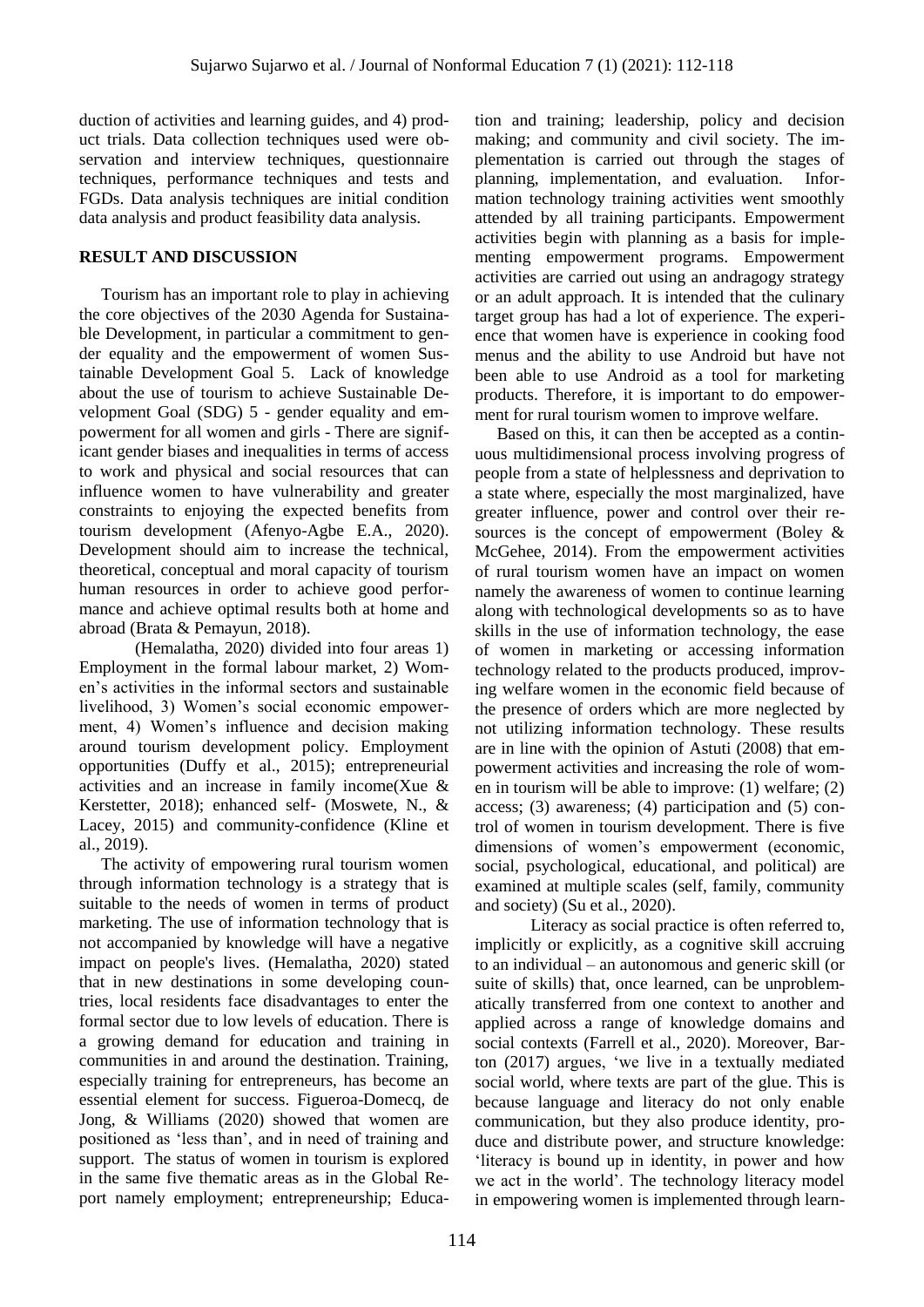duction of activities and learning guides, and 4) product trials. Data collection techniques used were observation and interview techniques, questionnaire techniques, performance techniques and tests and FGDs. Data analysis techniques are initial condition data analysis and product feasibility data analysis.

## RESULT AND DISCUSSION

Tourism has an important role to play in achieving the core objectives of the 2030 Agenda for Sustainable Development, in particular a commitment to gender equality and the empowerment of women Sustainable Development Goal 5. Lack of knowledge about the use of tourism to achieve Sustainable Development Goal (SDG) 5 - gender equality and empowerment for all women and girls - There are significant gender biases and inequalities in terms of access to work and physical and social resources that can influence women to have vulnerability and greater constraints to enjoying the expected benefits from tourism development (Afenyo-Agbe E.A., 2020). Development should aim to increase the technical, theoretical, conceptual and moral capacity of tourism human resources in order to achieve good performance and achieve optimal results both at home and abroad (Brata & Pemayun, 2018).

(Hemalatha, 2020) divided into four areas 1) Employment in the formal labour market, 2) Women's activities in the informal sectors and sustainable livelihood, 3) Women's social economic empowerment, 4) Women's influence and decision making around tourism development policy. Employment opportunities (Duffy et al., 2015); entrepreneurial activities and an increase in family income(Xue & Kerstetter, 2018); enhanced self- (Moswete, N., & Lacey, 2015) and community-confidence (Kline et al., 2019).

The activity of empowering rural tourism women through information technology is a strategy that is suitable to the needs of women in terms of product marketing. The use of information technology that is not accompanied by knowledge will have a negative impact on people's lives. (Hemalatha, 2020) stated that in new destinations in some developing countries, local residents face disadvantages to enter the formal sector due to low levels of education. There is a growing demand for education and training in communities in and around the destination. Training, especially training for entrepreneurs, has become an essential element for success. Figueroa-Domecq, de Jong, & Williams (2020) showed that women are positioned as 'less than', and in need of training and support. The status of women in tourism is explored in the same five thematic areas as in the Global Report namely employment; entrepreneurship; Education and training; leadership, policy and decision making; and community and civil society. The implementation is carried out through the stages of planning, implementation, and evaluation. Information technology training activities went smoothly attended by all training participants. Empowerment activities begin with planning as a basis for implementing empowerment programs. Empowerment activities are carried out using an andragogy strategy or an adult approach. It is intended that the culinary target group has had a lot of experience. The experience that women have is experience in cooking food menus and the ability to use Android but have not been able to use Android as a tool for marketing products. Therefore, it is important to do empowerment for rural tourism women to improve welfare.

Based on this, it can then be accepted as a continuous multidimensional process involving progress of people from a state of helplessness and deprivation to a state where, especially the most marginalized, have greater influence, power and control over their resources is the concept of empowerment (Boley & McGehee, 2014). From the empowerment activities of rural tourism women have an impact on women namely the awareness of women to continue learning along with technological developments so as to have skills in the use of information technology, the ease of women in marketing or accessing information technology related to the products produced, improving welfare women in the economic field because of the presence of orders which are more neglected by not utilizing information technology. These results are in line with the opinion of Astuti (2008) that empowerment activities and increasing the role of women in tourism will be able to improve: (1) welfare; (2) access; (3) awareness; (4) participation and (5) control of women in tourism development. There is five dimensions of women's empowerment (economic, social, psychological, educational, and political) are examined at multiple scales (self, family, community and society) (Su et al., 2020).

Literacy as social practice is often referred to, implicitly or explicitly, as a cognitive skill accruing to an individual – an autonomous and generic skill (or suite of skills) that, once learned, can be unproblematically transferred from one context to another and applied across a range of knowledge domains and social contexts (Farrell et al., 2020). Moreover, Barton (2017) argues, 'we live in a textually mediated social world, where texts are part of the glue. This is because language and literacy do not only enable communication, but they also produce identity, produce and distribute power, and structure knowledge: 'literacy is bound up in identity, in power and how we act in the world'. The technology literacy model in empowering women is implemented through learn-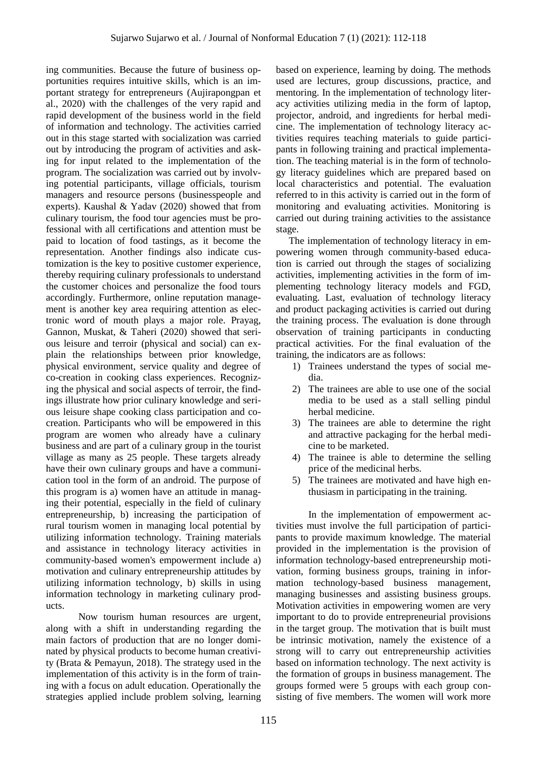ing communities. Because the future of business opportunities requires intuitive skills, which is an important strategy for entrepreneurs (Aujirapongpan et al., 2020) with the challenges of the very rapid and rapid development of the business world in the field of information and technology. The activities carried out in this stage started with socialization was carried out by introducing the program of activities and asking for input related to the implementation of the program. The socialization was carried out by involving potential participants, village officials, tourism managers and resource persons (businesspeople and experts). Kaushal & Yadav (2020) showed that from culinary tourism, the food tour agencies must be professional with all certifications and attention must be paid to location of food tastings, as it become the representation. Another findings also indicate customization is the key to positive customer experience, thereby requiring culinary professionals to understand the customer choices and personalize the food tours accordingly. Furthermore, online reputation management is another key area requiring attention as electronic word of mouth plays a major role. Prayag, Gannon, Muskat, & Taheri (2020) showed that serious leisure and terroir (physical and social) can explain the relationships between prior knowledge, physical environment, service quality and degree of co-creation in cooking class experiences. Recognizing the physical and social aspects of terroir, the findings illustrate how prior culinary knowledge and serious leisure shape cooking class participation and co-creation. Participants who will be empowered in this program are women who already have a culinary business and are part of a culinary group in the tourist village as many as 25 people. These targets already have their own culinary groups and have a communication tool in the form of an android. The purpose of this program is a) women have an attitude in managing their potential, especially in the field of culinary entrepreneurship, b) increasing the participation of rural tourism women in managing local potential by utilizing information technology. Training materials and assistance in technology literacy activities in community-based women's empowerment include a) motivation and culinary entrepreneurship attitudes by utilizing information technology, b) skills in using information technology in marketing culinary products.

Now tourism human resources are urgent, along with a shift in understanding regarding the main factors of production that are no longer dominated by physical products to become human creativity (Brata & Pemayun, 2018). The strategy used in the implementation of this activity is in the form of training with a focus on adult education. Operationally the strategies applied include problem solving, learning based on experience, learning by doing. The methods used are lectures, group discussions, practice, and mentoring. In the implementation of technology literacy activities utilizing media in the form of laptop, projector, android, and ingredients for herbal medicine. The implementation of technology literacy activities requires teaching materials to guide participants in following training and practical implementation. The teaching material is in the form of technology literacy guidelines which are prepared based on local characteristics and potential. The evaluation referred to in this activity is carried out in the form of monitoring and evaluating activities. Monitoring is carried out during training activities to the assistance stage.

The implementation of technology literacy in empowering women through community-based education is carried out through the stages of socializing activities, implementing activities in the form of implementing technology literacy models and FGD, evaluating. Last, evaluation of technology literacy and product packaging activities is carried out during the training process. The evaluation is done through observation of training participants in conducting practical activities. For the final evaluation of the training, the indicators are as follows:

1) Trainees understand the types of social media.
2) The trainees are able to use one of the social media to be used as a stall selling pindul herbal medicine.
3) The trainees are able to determine the right and attractive packaging for the herbal medicine to be marketed.
4) The trainee is able to determine the selling price of the medicinal herbs.
5) The trainees are motivated and have high enthusiasm in participating in the training.

In the implementation of empowerment activities must involve the full participation of participants to provide maximum knowledge. The material provided in the implementation is the provision of information technology-based entrepreneurship motivation, forming business groups, training in information technology-based business management, managing businesses and assisting business groups. Motivation activities in empowering women are very important to do to provide entrepreneurial provisions in the target group. The motivation that is built must be intrinsic motivation, namely the existence of a strong will to carry out entrepreneurship activities based on information technology. The next activity is the formation of groups in business management. The groups formed were 5 groups with each group consisting of five members. The women will work more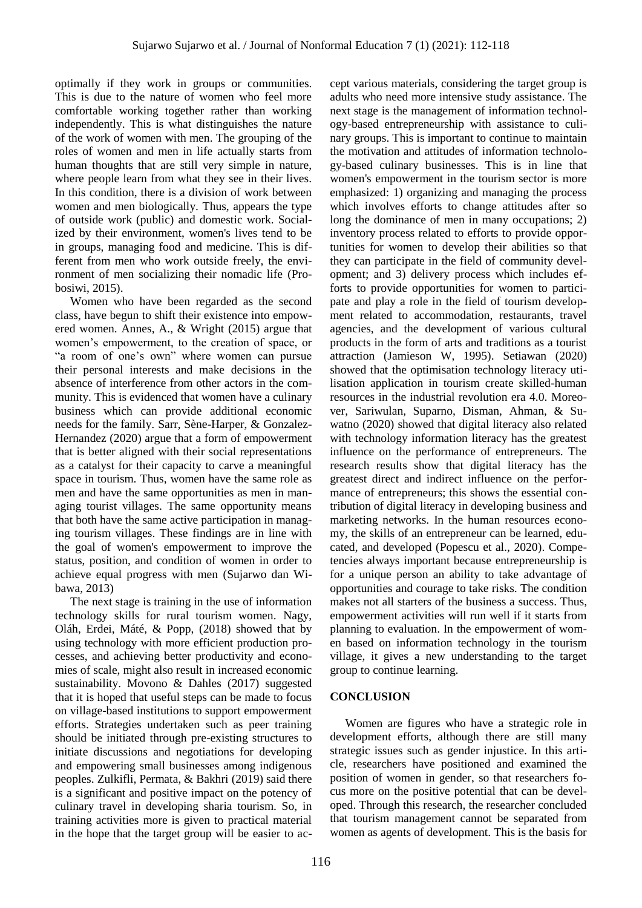optimally if they work in groups or communities. This is due to the nature of women who feel more comfortable working together rather than working independently. This is what distinguishes the nature of the work of women with men. The grouping of the roles of women and men in life actually starts from human thoughts that are still very simple in nature, where people learn from what they see in their lives. In this condition, there is a division of work between women and men biologically. Thus, appears the type of outside work (public) and domestic work. Socialized by their environment, women's lives tend to be in groups, managing food and medicine. This is different from men who work outside freely, the environment of men socializing their nomadic life (Probosiwi, 2015).

Women who have been regarded as the second class, have begun to shift their existence into empowered women. Annes, A., & Wright (2015) argue that women's empowerment, to the creation of space, or "a room of one's own" where women can pursue their personal interests and make decisions in the absence of interference from other actors in the community. This is evidenced that women have a culinary business which can provide additional economic needs for the family. Sarr, Sène-Harper, & Gonzalez-Hernandez (2020) argue that a form of empowerment that is better aligned with their social representations as a catalyst for their capacity to carve a meaningful space in tourism. Thus, women have the same role as men and have the same opportunities as men in managing tourist villages. The same opportunity means that both have the same active participation in managing tourism villages. These findings are in line with the goal of women's empowerment to improve the status, position, and condition of women in order to achieve equal progress with men (Sujarwo dan Wibawa, 2013)

The next stage is training in the use of information technology skills for rural tourism women. Nagy, Oláh, Erdei, Máté, & Popp, (2018) showed that by using technology with more efficient production processes, and achieving better productivity and economies of scale, might also result in increased economic sustainability. Movono & Dahles (2017) suggested that it is hoped that useful steps can be made to focus on village-based institutions to support empowerment efforts. Strategies undertaken such as peer training should be initiated through pre-existing structures to initiate discussions and negotiations for developing and empowering small businesses among indigenous peoples. Zulkifli, Permata, & Bakhri (2019) said there is a significant and positive impact on the potency of culinary travel in developing sharia tourism. So, in training activities more is given to practical material in the hope that the target group will be easier to accept various materials, considering the target group is adults who need more intensive study assistance. The next stage is the management of information technology-based entrepreneurship with assistance to culinary groups. This is important to continue to maintain the motivation and attitudes of information technology-based culinary businesses. This is in line that women's empowerment in the tourism sector is more emphasized: 1) organizing and managing the process which involves efforts to change attitudes after so long the dominance of men in many occupations; 2) inventory process related to efforts to provide opportunities for women to develop their abilities so that they can participate in the field of community development; and 3) delivery process which includes efforts to provide opportunities for women to participate and play a role in the field of tourism development related to accommodation, restaurants, travel agencies, and the development of various cultural products in the form of arts and traditions as a tourist attraction (Jamieson W, 1995). Setiawan (2020) showed that the optimisation technology literacy utilisation application in tourism create skilled-human resources in the industrial revolution era 4.0. Moreover, Sariwulan, Suparno, Disman, Ahman, & Suwatno (2020) showed that digital literacy also related with technology information literacy has the greatest influence on the performance of entrepreneurs. The research results show that digital literacy has the greatest direct and indirect influence on the performance of entrepreneurs; this shows the essential contribution of digital literacy in developing business and marketing networks. In the human resources economy, the skills of an entrepreneur can be learned, educated, and developed (Popescu et al., 2020). Competencies always important because entrepreneurship is for a unique person an ability to take advantage of opportunities and courage to take risks. The condition makes not all starters of the business a success. Thus, empowerment activities will run well if it starts from planning to evaluation. In the empowerment of women based on information technology in the tourism village, it gives a new understanding to the target group to continue learning.

## CONCLUSION

Women are figures who have a strategic role in development efforts, although there are still many strategic issues such as gender injustice. In this article, researchers have positioned and examined the position of women in gender, so that researchers focus more on the positive potential that can be developed. Through this research, the researcher concluded that tourism management cannot be separated from women as agents of development. This is the basis for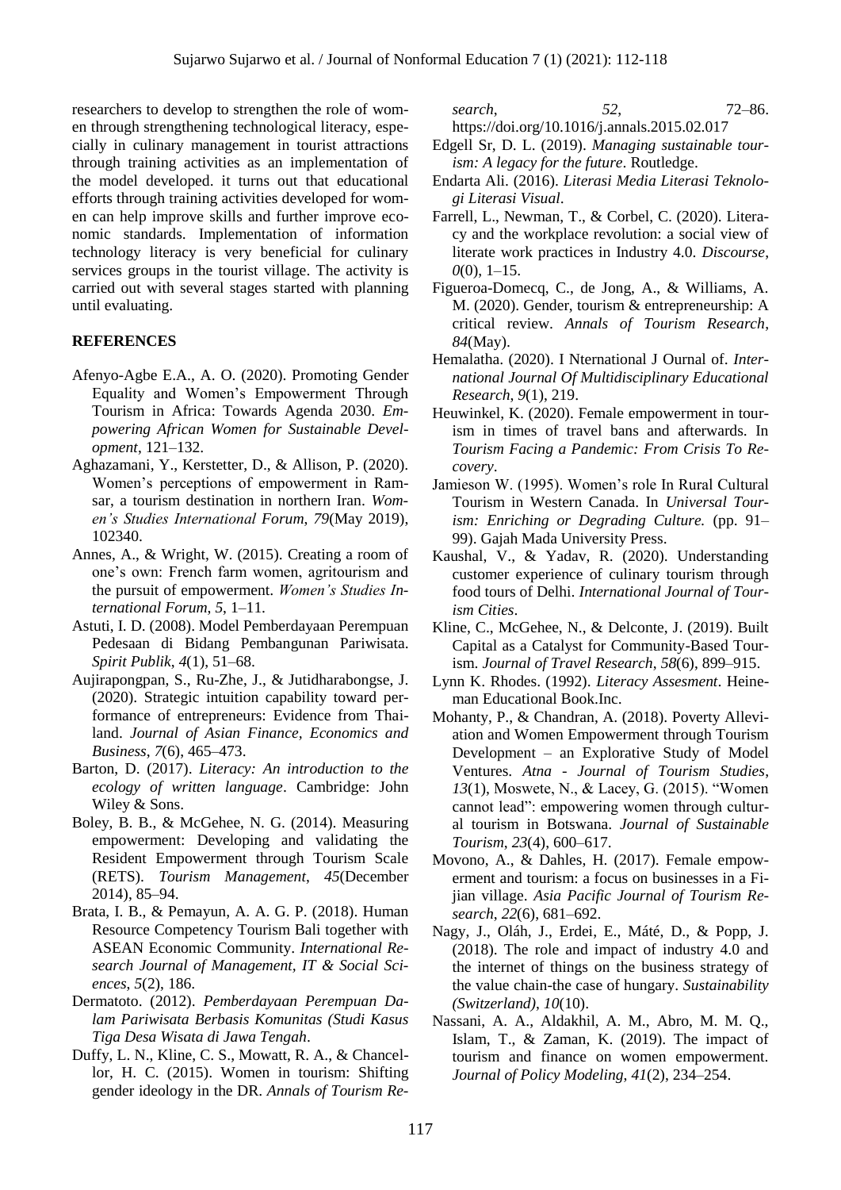researchers to develop to strengthen the role of women through strengthening technological literacy, especially in culinary management in tourist attractions through training activities as an implementation of the model developed. it turns out that educational efforts through training activities developed for women can help improve skills and further improve economic standards. Implementation of information technology literacy is very beneficial for culinary services groups in the tourist village. The activity is carried out with several stages started with planning until evaluating.

## REFERENCES

- Afenyo-Agbe E.A., A. O. (2020). Promoting Gender Equality and Women's Empowerment Through Tourism in Africa: Towards Agenda 2030. *Empowering African Women for Sustainable Development*, 121–132.
- Aghazamani, Y., Kerstetter, D., & Allison, P. (2020). Women's perceptions of empowerment in Ramsar, a tourism destination in northern Iran. *Women's Studies International Forum*, *79*(May 2019), 102340.
- Annes, A., & Wright, W. (2015). Creating a room of one's own: French farm women, agritourism and the pursuit of empowerment. *Women's Studies International Forum*, *5*, 1–11.
- Astuti, I. D. (2008). Model Pemberdayaan Perempuan Pedesaan di Bidang Pembangunan Pariwisata. *Spirit Publik*, *4*(1), 51–68.
- Aujirapongpan, S., Ru-Zhe, J., & Jutidharabongse, J. (2020). Strategic intuition capability toward performance of entrepreneurs: Evidence from Thailand. *Journal of Asian Finance, Economics and Business*, *7*(6), 465–473.
- Barton, D. (2017). *Literacy: An introduction to the ecology of written language*. Cambridge: John Wiley & Sons.
- Boley, B. B., & McGehee, N. G. (2014). Measuring empowerment: Developing and validating the Resident Empowerment through Tourism Scale (RETS). *Tourism Management*, *45*(December 2014), 85–94.
- Brata, I. B., & Pemayun, A. A. G. P. (2018). Human Resource Competency Tourism Bali together with ASEAN Economic Community. *International Research Journal of Management, IT & Social Sciences*, *5*(2), 186.
- Dermatoto. (2012). *Pemberdayaan Perempuan Dalam Pariwisata Berbasis Komunitas (Studi Kasus Tiga Desa Wisata di Jawa Tengah*.
- Duffy, L. N., Kline, C. S., Mowatt, R. A., & Chancellor, H. C. (2015). Women in tourism: Shifting gender ideology in the DR. *Annals of Tourism Research*, *52*, 72–86. https://doi.org/10.1016/j.annals.2015.02.017
- Edgell Sr, D. L. (2019). *Managing sustainable tourism: A legacy for the future*. Routledge.
- Endarta Ali. (2016). *Literasi Media Literasi Teknologi Literasi Visual*.
- Farrell, L., Newman, T., & Corbel, C. (2020). Literacy and the workplace revolution: a social view of literate work practices in Industry 4.0. *Discourse*, *0*(0), 1–15.
- Figueroa-Domecq, C., de Jong, A., & Williams, A. M. (2020). Gender, tourism & entrepreneurship: A critical review. *Annals of Tourism Research*, *84*(May).
- Hemalatha. (2020). I Nternational J Ournal of. *International Journal Of Multidisciplinary Educational Research*, *9*(1), 219.
- Heuwinkel, K. (2020). Female empowerment in tourism in times of travel bans and afterwards. In *Tourism Facing a Pandemic: From Crisis To Recovery*.
- Jamieson W. (1995). Women's role In Rural Cultural Tourism in Western Canada. In *Universal Tourism: Enriching or Degrading Culture.* (pp. 91–99). Gajah Mada University Press.
- Kaushal, V., & Yadav, R. (2020). Understanding customer experience of culinary tourism through food tours of Delhi. *International Journal of Tourism Cities*.
- Kline, C., McGehee, N., & Delconte, J. (2019). Built Capital as a Catalyst for Community-Based Tourism. *Journal of Travel Research*, *58*(6), 899–915.
- Lynn K. Rhodes. (1992). *Literacy Assesment*. Heineman Educational Book.Inc.
- Mohanty, P., & Chandran, A. (2018). Poverty Alleviation and Women Empowerment through Tourism Development – an Explorative Study of Model Ventures. *Atna - Journal of Tourism Studies*, *13*(1), Moswete, N., & Lacey, G. (2015). "Women cannot lead": empowering women through cultural tourism in Botswana. *Journal of Sustainable Tourism*, *23*(4), 600–617.
- Movono, A., & Dahles, H. (2017). Female empowerment and tourism: a focus on businesses in a Fijian village. *Asia Pacific Journal of Tourism Research*, *22*(6), 681–692.
- Nagy, J., Oláh, J., Erdei, E., Máté, D., & Popp, J. (2018). The role and impact of industry 4.0 and the internet of things on the business strategy of the value chain-the case of hungary. *Sustainability (Switzerland)*, *10*(10).
- Nassani, A. A., Aldakhil, A. M., Abro, M. M. Q., Islam, T., & Zaman, K. (2019). The impact of tourism and finance on women empowerment. *Journal of Policy Modeling*, *41*(2), 234–254.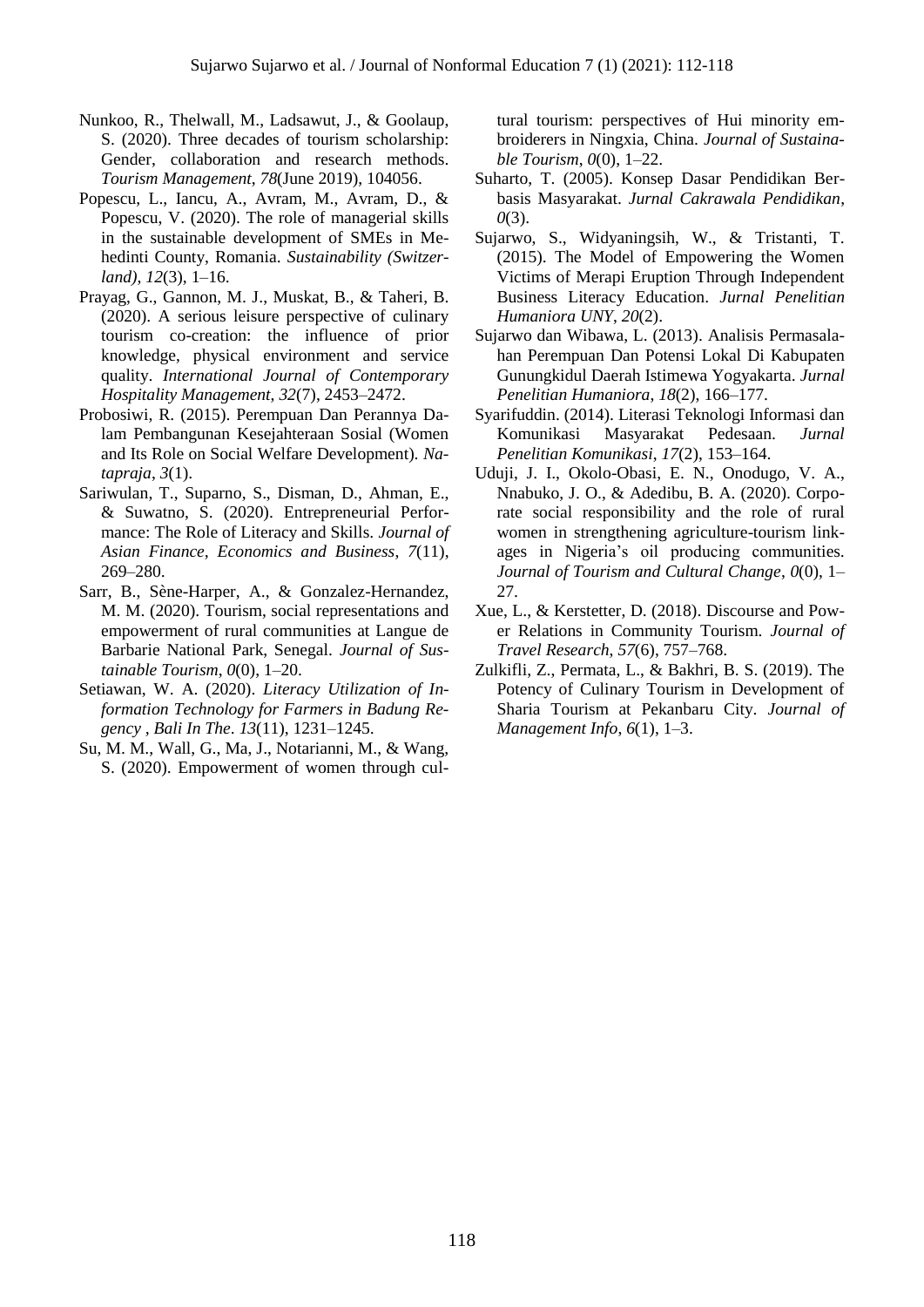Nunkoo, R., Thelwall, M., Ladsawut, J., & Goolaup, S. (2020). Three decades of tourism scholarship: Gender, collaboration and research methods. *Tourism Management*, *78*(June 2019), 104056.

Popescu, L., Iancu, A., Avram, M., Avram, D., & Popescu, V. (2020). The role of managerial skills in the sustainable development of SMEs in Mehedinti County, Romania. *Sustainability (Switzerland)*, *12*(3), 1–16.

Prayag, G., Gannon, M. J., Muskat, B., & Taheri, B. (2020). A serious leisure perspective of culinary tourism co-creation: the influence of prior knowledge, physical environment and service quality. *International Journal of Contemporary Hospitality Management*, *32*(7), 2453–2472.

Probosiwi, R. (2015). Perempuan Dan Perannya Dalam Pembangunan Kesejahteraan Sosial (Women and Its Role on Social Welfare Development). *Natapraja*, *3*(1).

Sariwulan, T., Suparno, S., Disman, D., Ahman, E., & Suwatno, S. (2020). Entrepreneurial Performance: The Role of Literacy and Skills. *Journal of Asian Finance, Economics and Business*, *7*(11), 269–280.

Sarr, B., Sène-Harper, A., & Gonzalez-Hernandez, M. M. (2020). Tourism, social representations and empowerment of rural communities at Langue de Barbarie National Park, Senegal. *Journal of Sustainable Tourism*, *0*(0), 1–20.

Setiawan, W. A. (2020). *Literacy Utilization of Information Technology for Farmers in Badung Regency , Bali In The*. *13*(11), 1231–1245.

Su, M. M., Wall, G., Ma, J., Notarianni, M., & Wang, S. (2020). Empowerment of women through cultural tourism: perspectives of Hui minority embroiderers in Ningxia, China. *Journal of Sustainable Tourism*, *0*(0), 1–22.

Suharto, T. (2005). Konsep Dasar Pendidikan Berbasis Masyarakat. *Jurnal Cakrawala Pendidikan*, *0*(3).

Sujarwo, S., Widyaningsih, W., & Tristanti, T. (2015). The Model of Empowering the Women Victims of Merapi Eruption Through Independent Business Literacy Education. *Jurnal Penelitian Humaniora UNY*, *20*(2).

Sujarwo dan Wibawa, L. (2013). Analisis Permasalahan Perempuan Dan Potensi Lokal Di Kabupaten Gunungkidul Daerah Istimewa Yogyakarta. *Jurnal Penelitian Humaniora*, *18*(2), 166–177.

Syarifuddin. (2014). Literasi Teknologi Informasi dan Komunikasi Masyarakat Pedesaan. *Jurnal Penelitian Komunikasi*, *17*(2), 153–164.

Uduji, J. I., Okolo-Obasi, E. N., Onodugo, V. A., Nnabuko, J. O., & Adedibu, B. A. (2020). Corporate social responsibility and the role of rural women in strengthening agriculture-tourism linkages in Nigeria's oil producing communities. *Journal of Tourism and Cultural Change*, *0*(0), 1–27.

Xue, L., & Kerstetter, D. (2018). Discourse and Power Relations in Community Tourism. *Journal of Travel Research*, *57*(6), 757–768.

Zulkifli, Z., Permata, L., & Bakhri, B. S. (2019). The Potency of Culinary Tourism in Development of Sharia Tourism at Pekanbaru City. *Journal of Management Info*, *6*(1), 1–3.